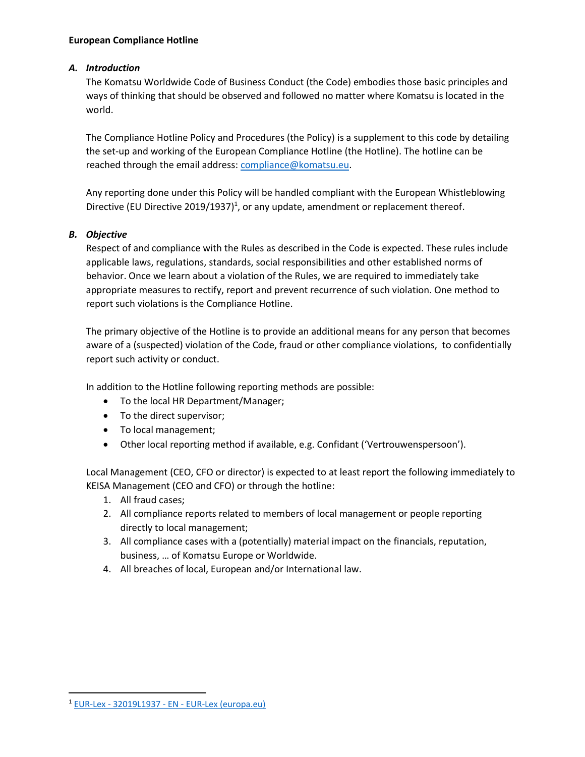**European Compliance Hotline**

### *A. Introduction*

The Komatsu Worldwide Code of Business Conduct (the Code) embodies those basic principles and ways of thinking that should be observed and followed no matter where Komatsu is located in the world.

The Compliance Hotline Policy and Procedures (the Policy) is a supplement to this code by detailing the set-up and working of the European Compliance Hotline (the Hotline). The hotline can be reached through the email address: [compliance@komatsu.eu](mailto:compliance@komatsu.eu).

Any reporting done under this Policy will be handled compliant with the European Whistleblowing Directive (EU Directive 2019/1937)[1], or any update, amendment or replacement thereof.

### *B. Objective*

Respect of and compliance with the Rules as described in the Code is expected. These rules include applicable laws, regulations, standards, social responsibilities and other established norms of behavior. Once we learn about a violation of the Rules, we are required to immediately take appropriate measures to rectify, report and prevent recurrence of such violation. One method to report such violations is the Compliance Hotline.

The primary objective of the Hotline is to provide an additional means for any person that becomes aware of a (suspected) violation of the Code, fraud or other compliance violations, to confidentially report such activity or conduct.

In addition to the Hotline following reporting methods are possible:

- To the local HR Department/Manager;
- To the direct supervisor;
- To local management;
- Other local reporting method if available, e.g. Confidant ('Vertrouwenspersoon').

Local Management (CEO, CFO or director) is expected to at least report the following immediately to KEISA Management (CEO and CFO) or through the hotline:

1. All fraud cases;
2. All compliance reports related to members of local management or people reporting directly to local management;
3. All compliance cases with a (potentially) material impact on the financials, reputation, business, … of Komatsu Europe or Worldwide.
4. All breaches of local, European and/or International law.

---

[1] EUR-Lex - 32019L1937 - EN - EUR-Lex (europa.eu)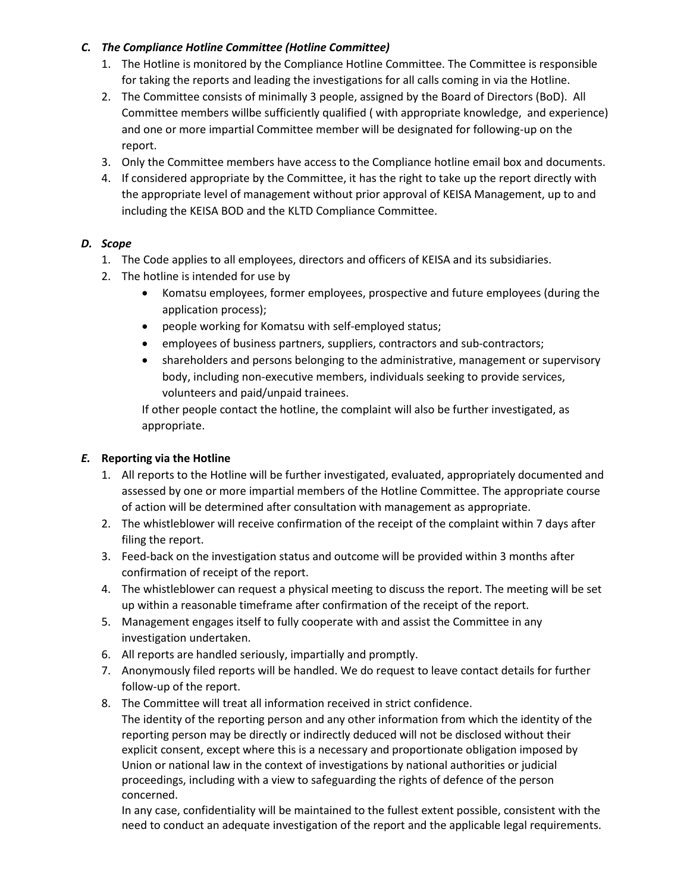### *C. The Compliance Hotline Committee (Hotline Committee)*

1. The Hotline is monitored by the Compliance Hotline Committee. The Committee is responsible for taking the reports and leading the investigations for all calls coming in via the Hotline.
2. The Committee consists of minimally 3 people, assigned by the Board of Directors (BoD). All Committee members willbe sufficiently qualified ( with appropriate knowledge, and experience) and one or more impartial Committee member will be designated for following-up on the report.
3. Only the Committee members have access to the Compliance hotline email box and documents.
4. If considered appropriate by the Committee, it has the right to take up the report directly with the appropriate level of management without prior approval of KEISA Management, up to and including the KEISA BOD and the KLTD Compliance Committee.

### *D. Scope*

1. The Code applies to all employees, directors and officers of KEISA and its subsidiaries.
2. The hotline is intended for use by
   - Komatsu employees, former employees, prospective and future employees (during the application process);
   - people working for Komatsu with self-employed status;
   - employees of business partners, suppliers, contractors and sub-contractors;
   - shareholders and persons belonging to the administrative, management or supervisory body, including non-executive members, individuals seeking to provide services, volunteers and paid/unpaid trainees.

   If other people contact the hotline, the complaint will also be further investigated, as appropriate.

### *E.* **Reporting via the Hotline**

1. All reports to the Hotline will be further investigated, evaluated, appropriately documented and assessed by one or more impartial members of the Hotline Committee. The appropriate course of action will be determined after consultation with management as appropriate.
2. The whistleblower will receive confirmation of the receipt of the complaint within 7 days after filing the report.
3. Feed-back on the investigation status and outcome will be provided within 3 months after confirmation of receipt of the report.
4. The whistleblower can request a physical meeting to discuss the report. The meeting will be set up within a reasonable timeframe after confirmation of the receipt of the report.
5. Management engages itself to fully cooperate with and assist the Committee in any investigation undertaken.
6. All reports are handled seriously, impartially and promptly.
7. Anonymously filed reports will be handled. We do request to leave contact details for further follow-up of the report.
8. The Committee will treat all information received in strict confidence.

   The identity of the reporting person and any other information from which the identity of the reporting person may be directly or indirectly deduced will not be disclosed without their explicit consent, except where this is a necessary and proportionate obligation imposed by Union or national law in the context of investigations by national authorities or judicial proceedings, including with a view to safeguarding the rights of defence of the person concerned.

   In any case, confidentiality will be maintained to the fullest extent possible, consistent with the need to conduct an adequate investigation of the report and the applicable legal requirements.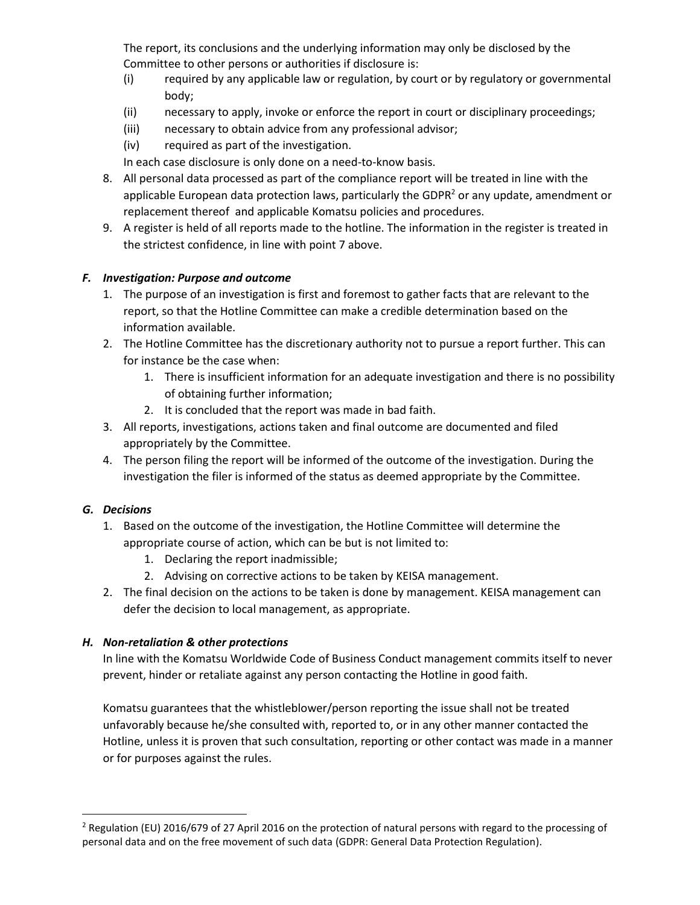The report, its conclusions and the underlying information may only be disclosed by the Committee to other persons or authorities if disclosure is:

(i) required by any applicable law or regulation, by court or by regulatory or governmental body;
(ii) necessary to apply, invoke or enforce the report in court or disciplinary proceedings;
(iii) necessary to obtain advice from any professional advisor;
(iv) required as part of the investigation.

In each case disclosure is only done on a need-to-know basis.

8. All personal data processed as part of the compliance report will be treated in line with the applicable European data protection laws, particularly the GDPR[2] or any update, amendment or replacement thereof and applicable Komatsu policies and procedures.
9. A register is held of all reports made to the hotline. The information in the register is treated in the strictest confidence, in line with point 7 above.

### *F. Investigation: Purpose and outcome*

1. The purpose of an investigation is first and foremost to gather facts that are relevant to the report, so that the Hotline Committee can make a credible determination based on the information available.
2. The Hotline Committee has the discretionary authority not to pursue a report further. This can for instance be the case when:
   1. There is insufficient information for an adequate investigation and there is no possibility of obtaining further information;
   2. It is concluded that the report was made in bad faith.
3. All reports, investigations, actions taken and final outcome are documented and filed appropriately by the Committee.
4. The person filing the report will be informed of the outcome of the investigation. During the investigation the filer is informed of the status as deemed appropriate by the Committee.

### *G. Decisions*

1. Based on the outcome of the investigation, the Hotline Committee will determine the appropriate course of action, which can be but is not limited to:
   1. Declaring the report inadmissible;
   2. Advising on corrective actions to be taken by KEISA management.
2. The final decision on the actions to be taken is done by management. KEISA management can defer the decision to local management, as appropriate.

### *H. Non-retaliation & other protections*

In line with the Komatsu Worldwide Code of Business Conduct management commits itself to never prevent, hinder or retaliate against any person contacting the Hotline in good faith.

Komatsu guarantees that the whistleblower/person reporting the issue shall not be treated unfavorably because he/she consulted with, reported to, or in any other manner contacted the Hotline, unless it is proven that such consultation, reporting or other contact was made in a manner or for purposes against the rules.

---

[2] Regulation (EU) 2016/679 of 27 April 2016 on the protection of natural persons with regard to the processing of personal data and on the free movement of such data (GDPR: General Data Protection Regulation).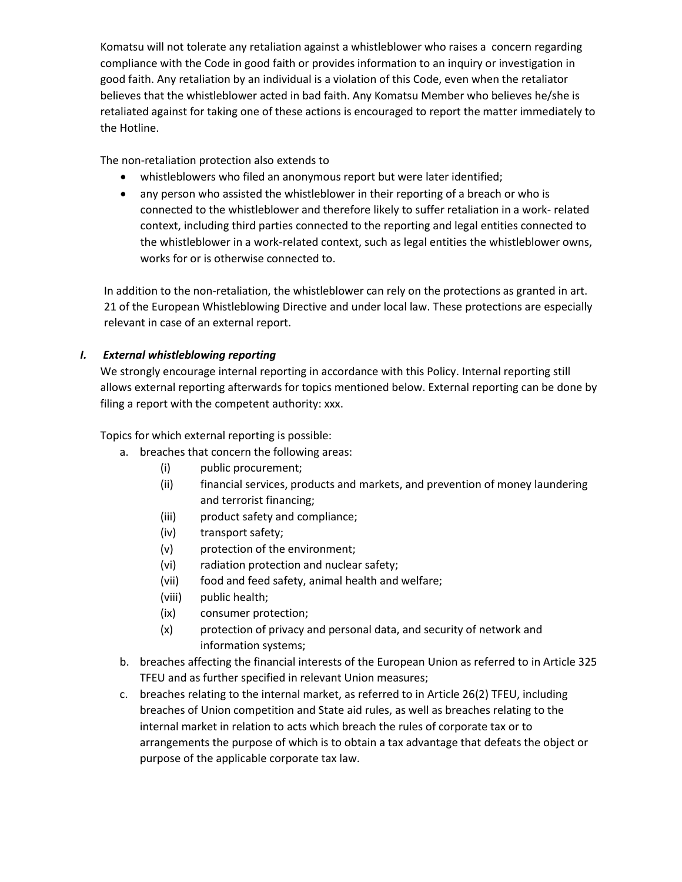Komatsu will not tolerate any retaliation against a whistleblower who raises a concern regarding compliance with the Code in good faith or provides information to an inquiry or investigation in good faith. Any retaliation by an individual is a violation of this Code, even when the retaliator believes that the whistleblower acted in bad faith. Any Komatsu Member who believes he/she is retaliated against for taking one of these actions is encouraged to report the matter immediately to the Hotline.

The non-retaliation protection also extends to

- whistleblowers who filed an anonymous report but were later identified;
- any person who assisted the whistleblower in their reporting of a breach or who is connected to the whistleblower and therefore likely to suffer retaliation in a work- related context, including third parties connected to the reporting and legal entities connected to the whistleblower in a work-related context, such as legal entities the whistleblower owns, works for or is otherwise connected to.

In addition to the non-retaliation, the whistleblower can rely on the protections as granted in art. 21 of the European Whistleblowing Directive and under local law. These protections are especially relevant in case of an external report.

### *I. External whistleblowing reporting*

We strongly encourage internal reporting in accordance with this Policy. Internal reporting still allows external reporting afterwards for topics mentioned below. External reporting can be done by filing a report with the competent authority: xxx.

Topics for which external reporting is possible:

a. breaches that concern the following areas:
   - (i) public procurement;
   - (ii) financial services, products and markets, and prevention of money laundering and terrorist financing;
   - (iii) product safety and compliance;
   - (iv) transport safety;
   - (v) protection of the environment;
   - (vi) radiation protection and nuclear safety;
   - (vii) food and feed safety, animal health and welfare;
   - (viii) public health;
   - (ix) consumer protection;
   - (x) protection of privacy and personal data, and security of network and information systems;

b. breaches affecting the financial interests of the European Union as referred to in Article 325 TFEU and as further specified in relevant Union measures;

c. breaches relating to the internal market, as referred to in Article 26(2) TFEU, including breaches of Union competition and State aid rules, as well as breaches relating to the internal market in relation to acts which breach the rules of corporate tax or to arrangements the purpose of which is to obtain a tax advantage that defeats the object or purpose of the applicable corporate tax law.